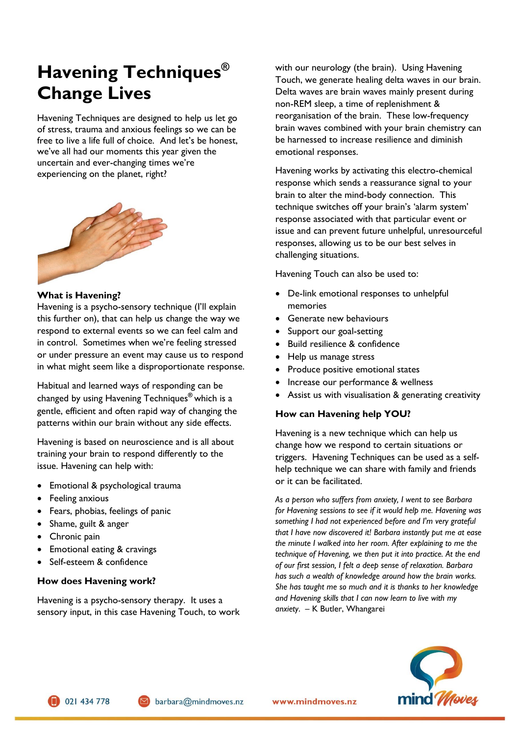# Havening Techniques® Change Lives

Havening Techniques are designed to help us let go of stress, trauma and anxious feelings so we can be free to live a life full of choice. And let's be honest, we've all had our moments this year given the uncertain and ever-changing times we're experiencing on the planet, right?

### What is Havening?

Havening is a psycho-sensory technique (I'll explain this further on), that can help us change the way we respond to external events so we can feel calm and in control. Sometimes when we're feeling stressed or under pressure an event may cause us to respond in what might seem like a disproportionate response.

Habitual and learned ways of responding can be changed by using Havening Techniques® which is a gentle, efficient and often rapid way of changing the patterns within our brain without any side effects.

Havening is based on neuroscience and is all about training your brain to respond differently to the issue. Havening can help with:

- Emotional & psychological trauma
- Feeling anxious
- Fears, phobias, feelings of panic
- Shame, guilt & anger
- Chronic pain
- Emotional eating & cravings
- Self-esteem & confidence

### How does Havening work?

Havening is a psycho-sensory therapy. It uses a sensory input, in this case Havening Touch, to work with our neurology (the brain). Using Havening Touch, we generate healing delta waves in our brain. Delta waves are brain waves mainly present during non-REM sleep, a time of replenishment & reorganisation of the brain. These low-frequency brain waves combined with your brain chemistry can be harnessed to increase resilience and diminish emotional responses.

Havening works by activating this electro-chemical response which sends a reassurance signal to your brain to alter the mind-body connection. This technique switches off your brain's 'alarm system' response associated with that particular event or issue and can prevent future unhelpful, unresourceful responses, allowing us to be our best selves in challenging situations.

Havening Touch can also be used to:

- De-link emotional responses to unhelpful memories
- Generate new behaviours
- Support our goal-setting
- Build resilience & confidence
- Help us manage stress
- Produce positive emotional states
- Increase our performance & wellness
- Assist us with visualisation & generating creativity

### How can Havening help YOU?

Havening is a new technique which can help us change how we respond to certain situations or triggers. Havening Techniques can be used as a self-help technique we can share with family and friends or it can be facilitated.

*As a person who suffers from anxiety, I went to see Barbara for Havening sessions to see if it would help me. Havening was something I had not experienced before and I'm very grateful that I have now discovered it! Barbara instantly put me at ease the minute I walked into her room. After explaining to me the technique of Havening, we then put it into practice. At the end of our first session, I felt a deep sense of relaxation. Barbara has such a wealth of knowledge around how the brain works. She has taught me so much and it is thanks to her knowledge and Havening skills that I can now learn to live with my anxiety.* – K Butler, Whangarei

021 434 778 barbara@mindmoves.nz www.mindmoves.nz

mind Moves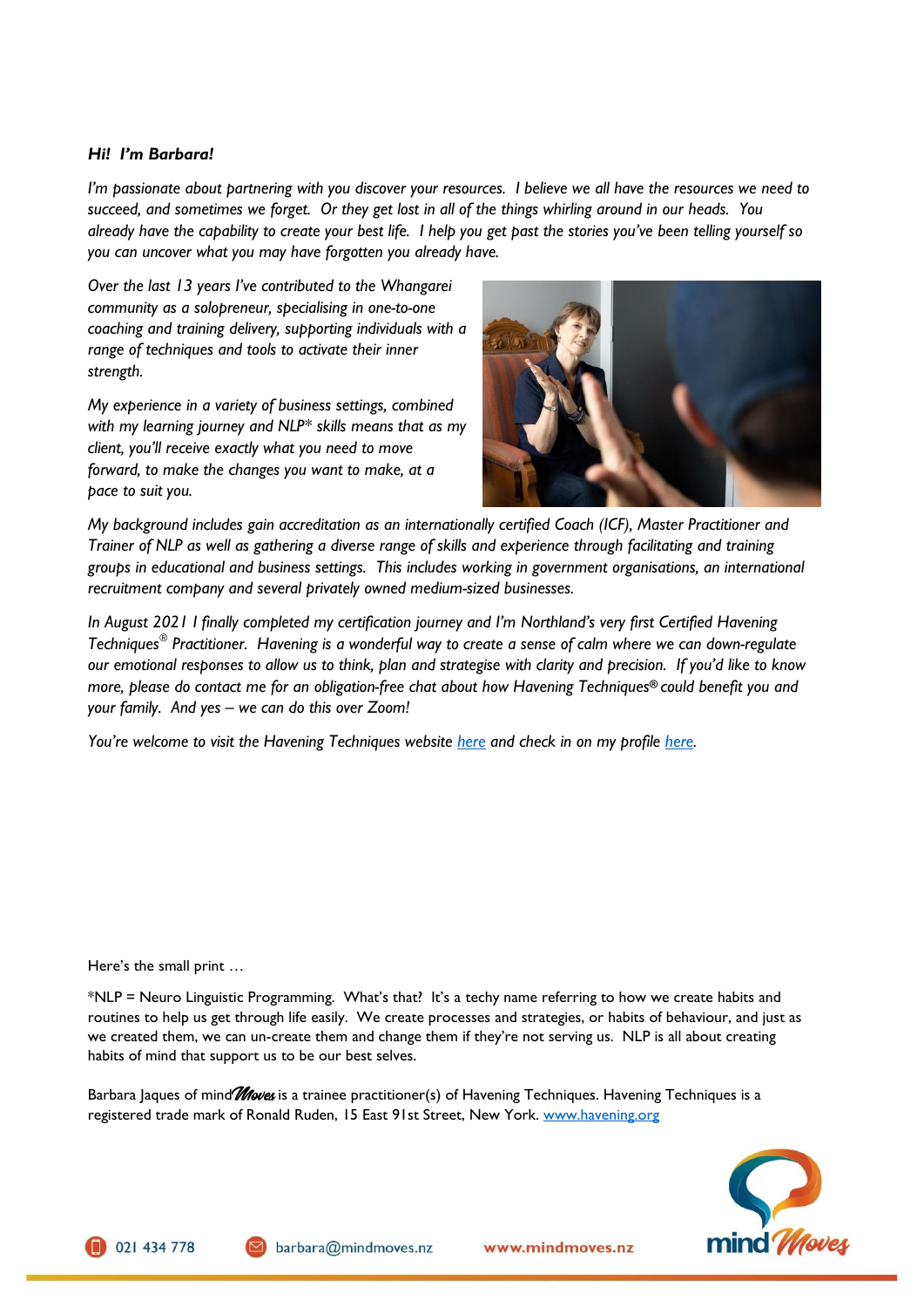***Hi! I'm Barbara!***

*I'm passionate about partnering with you discover your resources. I believe we all have the resources we need to succeed, and sometimes we forget. Or they get lost in all of the things whirling around in our heads. You already have the capability to create your best life. I help you get past the stories you've been telling yourself so you can uncover what you may have forgotten you already have.*

*Over the last 13 years I've contributed to the Whangarei community as a solopreneur, specialising in one-to-one coaching and training delivery, supporting individuals with a range of techniques and tools to activate their inner strength.*

*My experience in a variety of business settings, combined with my learning journey and NLP* skills means that as my client, you'll receive exactly what you need to move forward, to make the changes you want to make, at a pace to suit you.*

*My background includes gain accreditation as an internationally certified Coach (ICF), Master Practitioner and Trainer of NLP as well as gathering a diverse range of skills and experience through facilitating and training groups in educational and business settings. This includes working in government organisations, an international recruitment company and several privately owned medium-sized businesses.*

*In August 2021 I finally completed my certification journey and I'm Northland's very first Certified Havening Techniques® Practitioner. Havening is a wonderful way to create a sense of calm where we can down-regulate our emotional responses to allow us to think, plan and strategise with clarity and precision. If you'd like to know more, please do contact me for an obligation-free chat about how Havening Techniques® could benefit you and your family. And yes – we can do this over Zoom!*

*You're welcome to visit the Havening Techniques website [here] and check in on my profile [here].*

Here's the small print …

*NLP = Neuro Linguistic Programming. What's that? It's a techy name referring to how we create habits and routines to help us get through life easily. We create processes and strategies, or habits of behaviour, and just as we created them, we can un-create them and change them if they're not serving us. NLP is all about creating habits of mind that support us to be our best selves.

Barbara Jaques of mind*Moves* is a trainee practitioner(s) of Havening Techniques. Havening Techniques is a registered trade mark of Ronald Ruden, 15 East 91st Street, New York. www.havening.org

021 434 778 barbara@mindmoves.nz **www.mindmoves.nz**

mind *Moves*